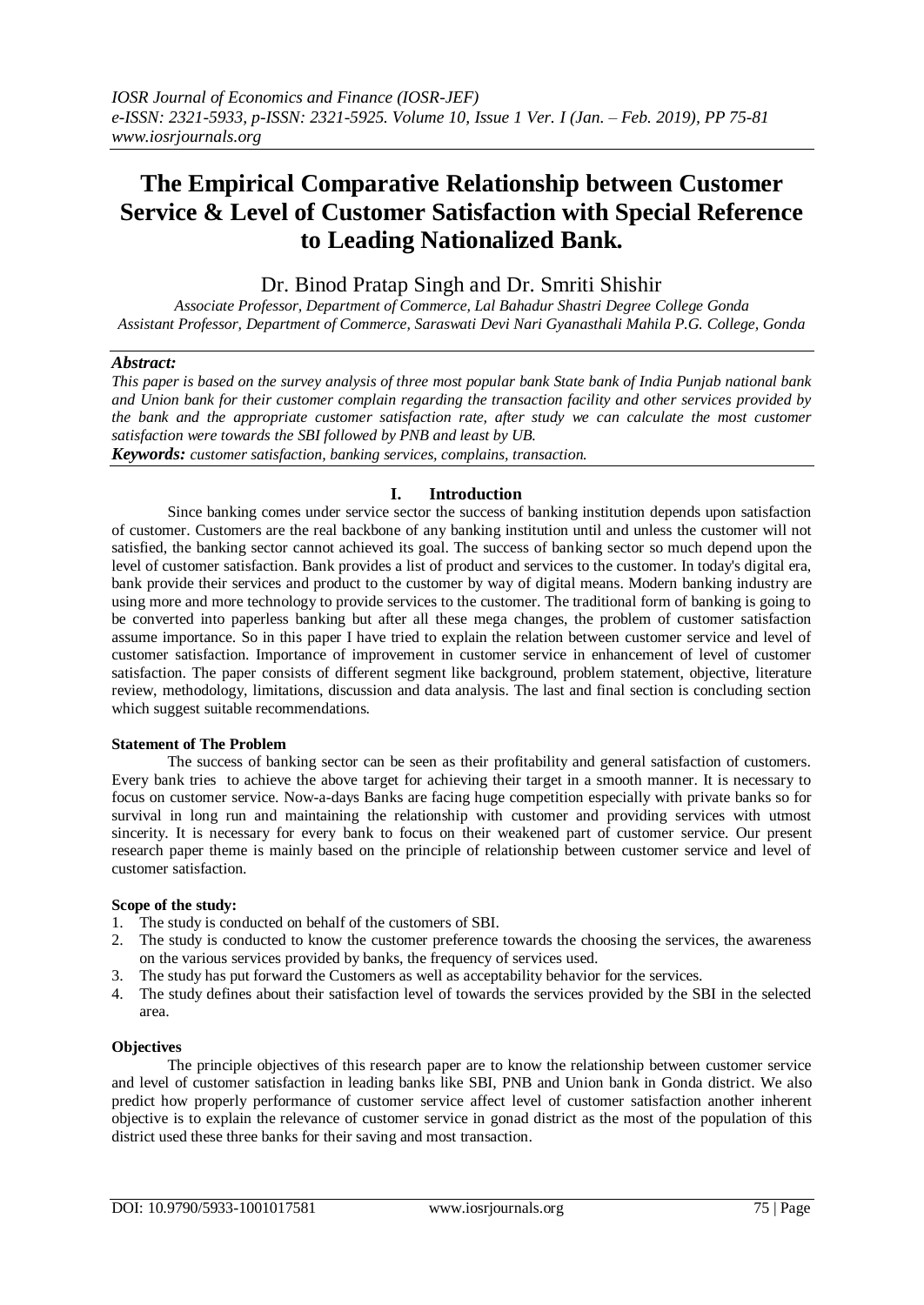# The Empirical Comparative Relationship between Customer Service & Level of Customer Satisfaction with Special Reference to Leading Nationalized Bank.

Dr. Binod Pratap Singh and Dr. Smriti Shishir

*Associate Professor, Department of Commerce, Lal Bahadur Shastri Degree College Gonda*
*Assistant Professor, Department of Commerce, Saraswati Devi Nari Gyanasthali Mahila P.G. College, Gonda*

***Abstract:***
*This paper is based on the survey analysis of three most popular bank State bank of India Punjab national bank and Union bank for their customer complain regarding the transaction facility and other services provided by the bank and the appropriate customer satisfaction rate, after study we can calculate the most customer satisfaction were towards the SBI followed by PNB and least by UB.*

***Keywords:*** *customer satisfaction, banking services, complains, transaction.*

## I. Introduction

Since banking comes under service sector the success of banking institution depends upon satisfaction of customer. Customers are the real backbone of any banking institution until and unless the customer will not satisfied, the banking sector cannot achieved its goal. The success of banking sector so much depend upon the level of customer satisfaction. Bank provides a list of product and services to the customer. In today's digital era, bank provide their services and product to the customer by way of digital means. Modern banking industry are using more and more technology to provide services to the customer. The traditional form of banking is going to be converted into paperless banking but after all these mega changes, the problem of customer satisfaction assume importance. So in this paper I have tried to explain the relation between customer service and level of customer satisfaction. Importance of improvement in customer service in enhancement of level of customer satisfaction. The paper consists of different segment like background, problem statement, objective, literature review, methodology, limitations, discussion and data analysis. The last and final section is concluding section which suggest suitable recommendations.

**Statement of The Problem**

The success of banking sector can be seen as their profitability and general satisfaction of customers. Every bank tries to achieve the above target for achieving their target in a smooth manner. It is necessary to focus on customer service. Now-a-days Banks are facing huge competition especially with private banks so for survival in long run and maintaining the relationship with customer and providing services with utmost sincerity. It is necessary for every bank to focus on their weakened part of customer service. Our present research paper theme is mainly based on the principle of relationship between customer service and level of customer satisfaction.

**Scope of the study:**

1. The study is conducted on behalf of the customers of SBI.
2. The study is conducted to know the customer preference towards the choosing the services, the awareness on the various services provided by banks, the frequency of services used.
3. The study has put forward the Customers as well as acceptability behavior for the services.
4. The study defines about their satisfaction level of towards the services provided by the SBI in the selected area.

**Objectives**

The principle objectives of this research paper are to know the relationship between customer service and level of customer satisfaction in leading banks like SBI, PNB and Union bank in Gonda district. We also predict how properly performance of customer service affect level of customer satisfaction another inherent objective is to explain the relevance of customer service in gonad district as the most of the population of this district used these three banks for their saving and most transaction.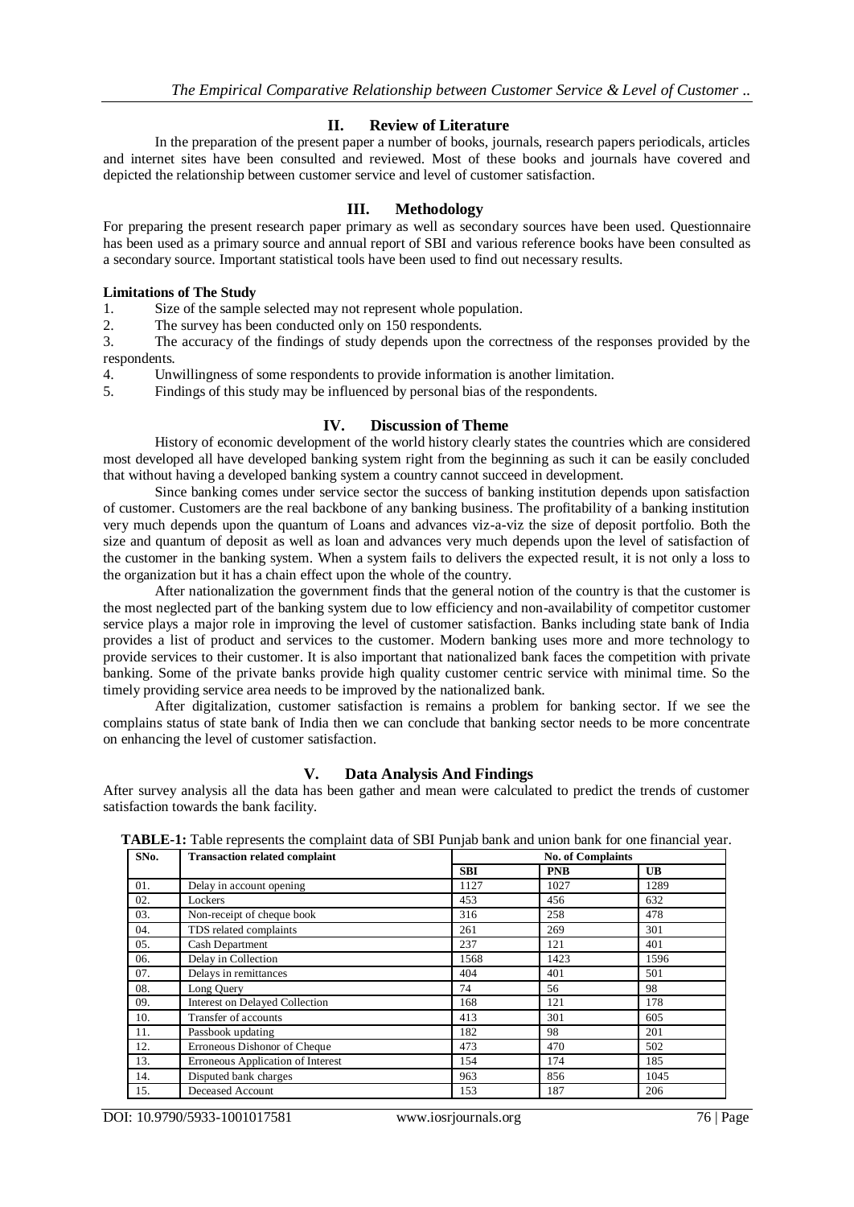## II. Review of Literature

In the preparation of the present paper a number of books, journals, research papers periodicals, articles and internet sites have been consulted and reviewed. Most of these books and journals have covered and depicted the relationship between customer service and level of customer satisfaction.

## III. Methodology

For preparing the present research paper primary as well as secondary sources have been used. Questionnaire has been used as a primary source and annual report of SBI and various reference books have been consulted as a secondary source. Important statistical tools have been used to find out necessary results.

**Limitations of The Study**

1. Size of the sample selected may not represent whole population.
2. The survey has been conducted only on 150 respondents.
3. The accuracy of the findings of study depends upon the correctness of the responses provided by the respondents.
4. Unwillingness of some respondents to provide information is another limitation.
5. Findings of this study may be influenced by personal bias of the respondents.

## IV. Discussion of Theme

History of economic development of the world history clearly states the countries which are considered most developed all have developed banking system right from the beginning as such it can be easily concluded that without having a developed banking system a country cannot succeed in development.

Since banking comes under service sector the success of banking institution depends upon satisfaction of customer. Customers are the real backbone of any banking business. The profitability of a banking institution very much depends upon the quantum of Loans and advances viz-a-viz the size of deposit portfolio. Both the size and quantum of deposit as well as loan and advances very much depends upon the level of satisfaction of the customer in the banking system. When a system fails to delivers the expected result, it is not only a loss to the organization but it has a chain effect upon the whole of the country.

After nationalization the government finds that the general notion of the country is that the customer is the most neglected part of the banking system due to low efficiency and non-availability of competitor customer service plays a major role in improving the level of customer satisfaction. Banks including state bank of India provides a list of product and services to the customer. Modern banking uses more and more technology to provide services to their customer. It is also important that nationalized bank faces the competition with private banking. Some of the private banks provide high quality customer centric service with minimal time. So the timely providing service area needs to be improved by the nationalized bank.

After digitalization, customer satisfaction is remains a problem for banking sector. If we see the complains status of state bank of India then we can conclude that banking sector needs to be more concentrate on enhancing the level of customer satisfaction.

## V. Data Analysis And Findings

After survey analysis all the data has been gather and mean were calculated to predict the trends of customer satisfaction towards the bank facility.

**TABLE-1:** Table represents the complaint data of SBI Punjab bank and union bank for one financial year.

| SNo. | Transaction related complaint | No. of Complaints | | |
|---|---|---|---|---|
| | | SBI | PNB | UB |
| 01. | Delay in account opening | 1127 | 1027 | 1289 |
| 02. | Lockers | 453 | 456 | 632 |
| 03. | Non-receipt of cheque book | 316 | 258 | 478 |
| 04. | TDS related complaints | 261 | 269 | 301 |
| 05. | Cash Department | 237 | 121 | 401 |
| 06. | Delay in Collection | 1568 | 1423 | 1596 |
| 07. | Delays in remittances | 404 | 401 | 501 |
| 08. | Long Query | 74 | 56 | 98 |
| 09. | Interest on Delayed Collection | 168 | 121 | 178 |
| 10. | Transfer of accounts | 413 | 301 | 605 |
| 11. | Passbook updating | 182 | 98 | 201 |
| 12. | Erroneous Dishonor of Cheque | 473 | 470 | 502 |
| 13. | Erroneous Application of Interest | 154 | 174 | 185 |
| 14. | Disputed bank charges | 963 | 856 | 1045 |
| 15. | Deceased Account | 153 | 187 | 206 |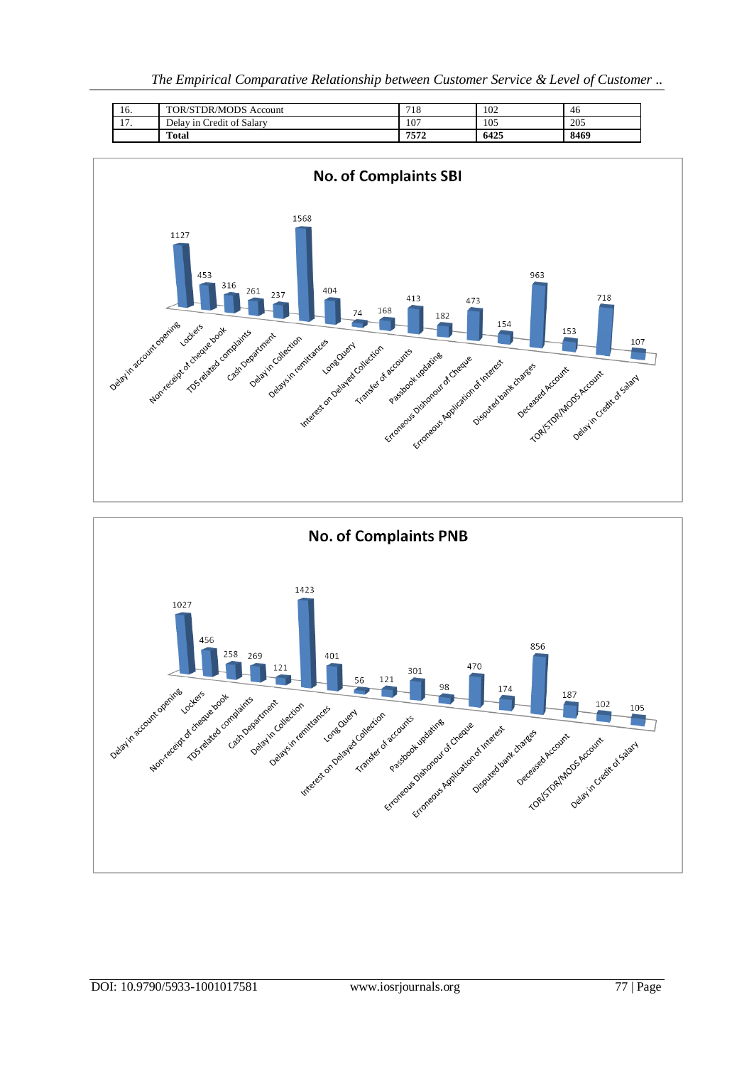| 16. | TOR/STDR/MODS Account | 718 | 102 | 46 |
|---|---|---|---|---|
| 17. | Delay in Credit of Salary | 107 | 105 | 205 |
| | **Total** | **7572** | **6425** | **8469** |

**No. of Complaints SBI**

| Category | No. of Complaints |
|---|---|
| Delay in account opening | 1127 |
| Lockers | 453 |
| Non-receipt of cheque book | 316 |
| TDS related complaints | 261 |
| Cash Department | 237 |
| Delay in Collection | 1568 |
| Delays in remittances | 404 |
| Long Query | 74 |
| Interest on Delayed Collection | 168 |
| Transfer of accounts | 413 |
| Passbook updating | 182 |
| Erroneous Dishonour of Cheque | 473 |
| Erroneous Application of Interest | 154 |
| Disputed bank charges | 963 |
| Deceased Account | 153 |
| TOR/STDR/MODS Account | 718 |
| Delay in Credit of Salary | 107 |

**No. of Complaints PNB**

| Category | No. of Complaints |
|---|---|
| Delay in account opening | 1027 |
| Lockers | 456 |
| Non-receipt of cheque book | 258 |
| TDS related complaints | 269 |
| Cash Department | 121 |
| Delay in Collection | 1423 |
| Delays in remittances | 401 |
| Long Query | 56 |
| Interest on Delayed Collection | 121 |
| Transfer of accounts | 301 |
| Passbook updating | 98 |
| Erroneous Dishonour of Cheque | 470 |
| Erroneous Application of Interest | 174 |
| Disputed bank charges | 856 |
| Deceased Account | 187 |
| TOR/STDR/MODS Account | 102 |
| Delay in Credit of Salary | 105 |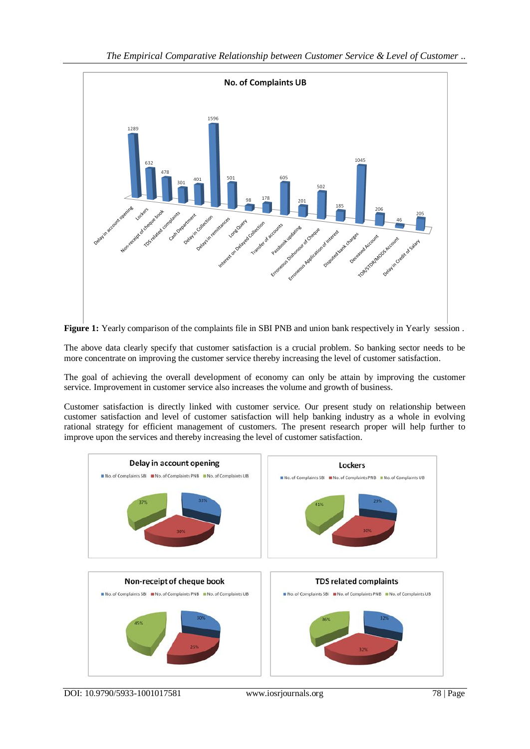**Figure 1:** Yearly comparison of the complaints file in SBI PNB and union bank respectively in Yearly session .

The above data clearly specify that customer satisfaction is a crucial problem. So banking sector needs to be more concentrate on improving the customer service thereby increasing the level of customer satisfaction.

The goal of achieving the overall development of economy can only be attain by improving the customer service. Improvement in customer service also increases the volume and growth of business.

Customer satisfaction is directly linked with customer service. Our present study on relationship between customer satisfaction and level of customer satisfaction will help banking industry as a whole in evolving rational strategy for efficient management of customers. The present research proper will help further to improve upon the services and thereby increasing the level of customer satisfaction.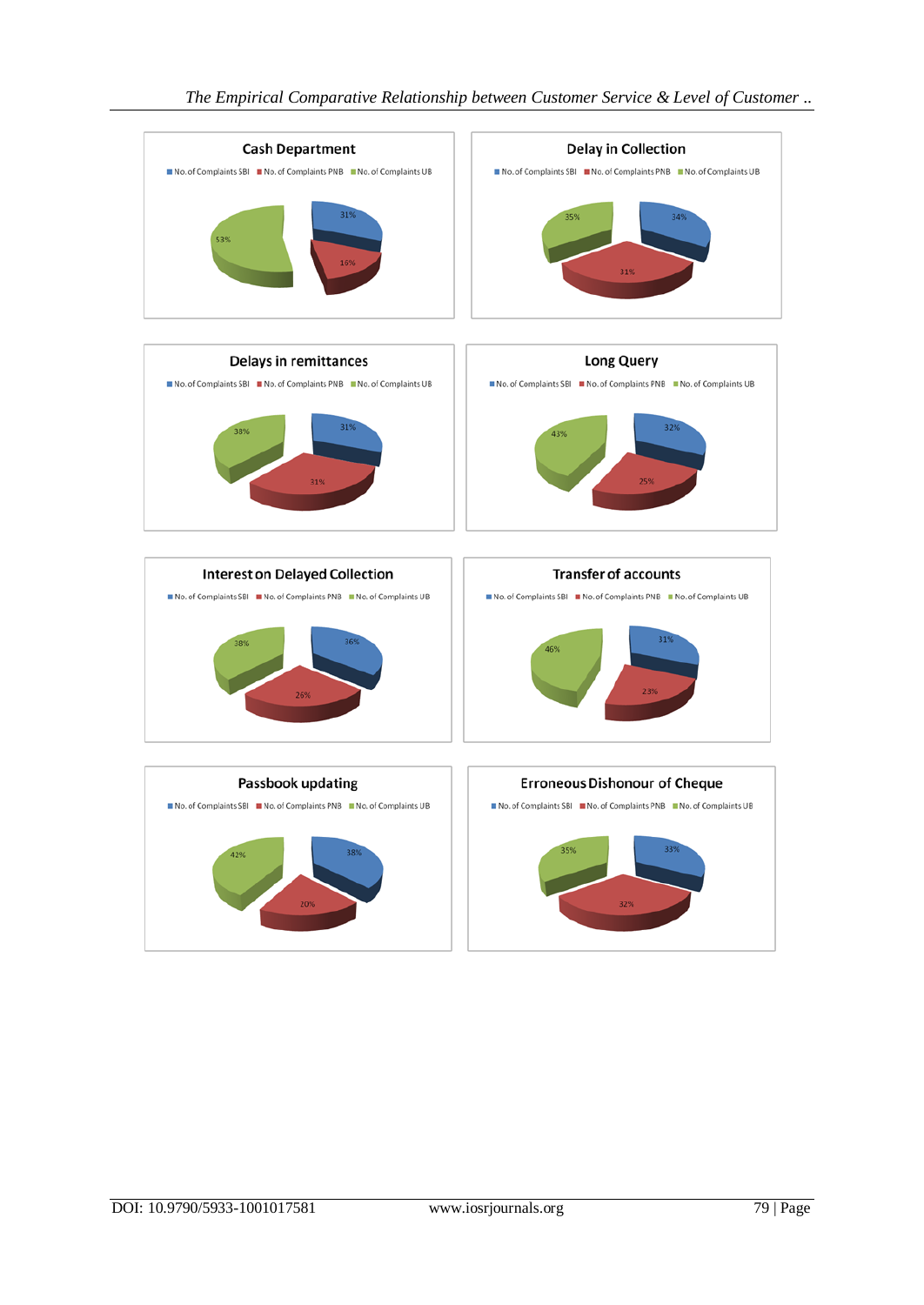**Cash Department**

No. of Complaints SBI | No. of Complaints PNB | No. of Complaints UB

31% | 16% | 53%

**Delay in Collection**

No. of Complaints SBI | No. of Complaints PNB | No. of Complaints UB

34% | 31% | 35%

**Delays in remittances**

No. of Complaints SBI | No. of Complaints PNB | No. of Complaints UB

31% | 31% | 38%

**Long Query**

No. of Complaints SBI | No. of Complaints PNB | No. of Complaints UB

32% | 25% | 43%

**Interest on Delayed Collection**

No. of Complaints SBI | No. of Complaints PNB | No. of Complaints UB

36% | 26% | 38%

**Transfer of accounts**

No. of Complaints SBI | No. of Complaints PNB | No. of Complaints UB

31% | 23% | 46%

**Passbook updating**

No. of Complaints SBI | No. of Complaints PNB | No. of Complaints UB

38% | 20% | 42%

**Erroneous Dishonour of Cheque**

No. of Complaints SBI | No. of Complaints PNB | No. of Complaints UB

33% | 32% | 35%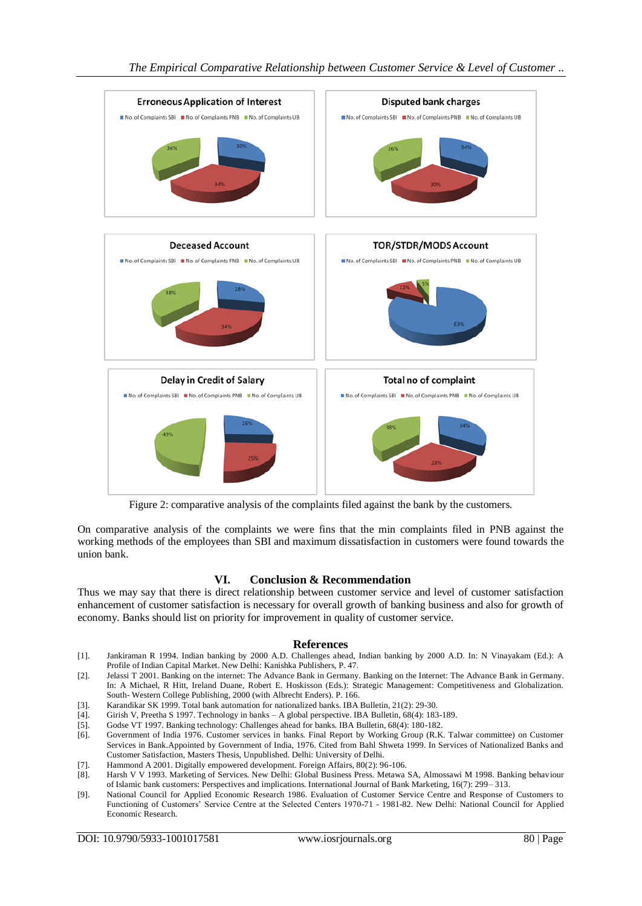Figure 2: comparative analysis of the complaints filed against the bank by the customers.

On comparative analysis of the complaints we were fins that the min complaints filed in PNB against the working methods of the employees than SBI and maximum dissatisfaction in customers were found towards the union bank.

## VI. Conclusion & Recommendation

Thus we may say that there is direct relationship between customer service and level of customer satisfaction enhancement of customer satisfaction is necessary for overall growth of banking business and also for growth of economy. Banks should list on priority for improvement in quality of customer service.

## References

[1]. Jankiraman R 1994. Indian banking by 2000 A.D. Challenges ahead, Indian banking by 2000 A.D. In: N Vinayakam (Ed.): A Profile of Indian Capital Market. New Delhi: Kanishka Publishers, P. 47.

[2]. Jelassi T 2001. Banking on the internet: The Advance Bank in Germany. Banking on the Internet: The Advance Bank in Germany. In: A Michael, R Hitt, Ireland Duane, Robert E. Hoskisson (Eds.): Strategic Management: Competitiveness and Globalization. South- Western College Publishing, 2000 (with Albrecht Enders). P. 166.

[3]. Karandikar SK 1999. Total bank automation for nationalized banks. IBA Bulletin, 21(2): 29-30.

[4]. Girish V, Preetha S 1997. Technology in banks – A global perspective. IBA Bulletin, 68(4): 183-189.

[5]. Godse VT 1997. Banking technology: Challenges ahead for banks. IBA Bulletin, 68(4): 180-182.

[6]. Government of India 1976. Customer services in banks. Final Report by Working Group (R.K. Talwar committee) on Customer Services in Bank.Appointed by Government of India, 1976. Cited from Bahl Shweta 1999. In Services of Nationalized Banks and Customer Satisfaction, Masters Thesis, Unpublished. Delhi: University of Delhi.

[7]. Hammond A 2001. Digitally empowered development. Foreign Affairs, 80(2): 96-106.

[8]. Harsh V V 1993. Marketing of Services. New Delhi: Global Business Press. Metawa SA, Almossawi M 1998. Banking behaviour of Islamic bank customers: Perspectives and implications. International Journal of Bank Marketing, 16(7): 299– 313.

[9]. National Council for Applied Economic Research 1986. Evaluation of Customer Service Centre and Response of Customers to Functioning of Customers' Service Centre at the Selected Centers 1970-71 - 1981-82. New Delhi: National Council for Applied Economic Research.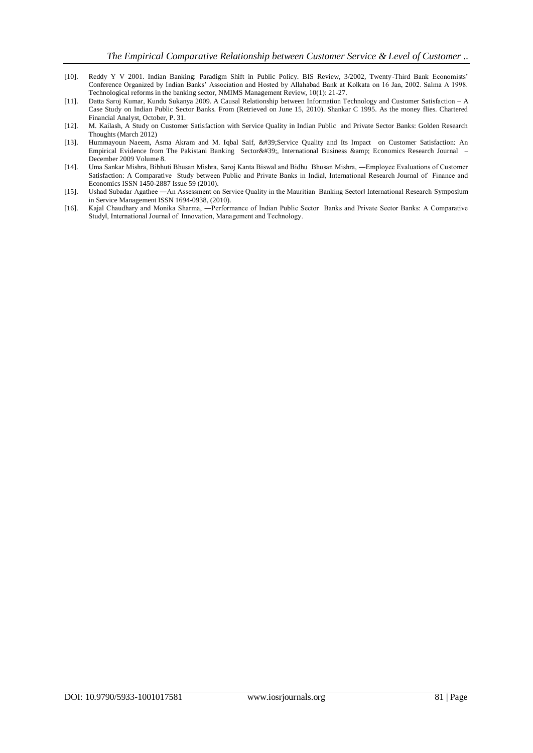[10]. Reddy Y V 2001. Indian Banking: Paradigm Shift in Public Policy. BIS Review, 3/2002, Twenty-Third Bank Economists' Conference Organized by Indian Banks' Association and Hosted by Allahabad Bank at Kolkata on 16 Jan, 2002. Salma A 1998. Technological reforms in the banking sector, NMIMS Management Review, 10(1): 21-27.

[11]. Datta Saroj Kumar, Kundu Sukanya 2009. A Causal Relationship between Information Technology and Customer Satisfaction – A Case Study on Indian Public Sector Banks. From (Retrieved on June 15, 2010). Shankar C 1995. As the money flies. Chartered Financial Analyst, October, P. 31.

[12]. M. Kailash, A Study on Customer Satisfaction with Service Quality in Indian Public and Private Sector Banks: Golden Research Thoughts (March 2012)

[13]. Hummayoun Naeem, Asma Akram and M. Iqbal Saif, &#39;Service Quality and Its Impact on Customer Satisfaction: An Empirical Evidence from The Pakistani Banking Sector&#39;, International Business &amp; Economics Research Journal – December 2009 Volume 8.

[14]. Uma Sankar Mishra, Bibhuti Bhusan Mishra, Saroj Kanta Biswal and Bidhu Bhusan Mishra, ―Employee Evaluations of Customer Satisfaction: A Comparative Study between Public and Private Banks in India‖, International Research Journal of Finance and Economics ISSN 1450-2887 Issue 59 (2010).

[15]. Ushad Subadar Agathee ―An Assessment on Service Quality in the Mauritian Banking Sector‖ International Research Symposium in Service Management ISSN 1694-0938, (2010).

[16]. Kajal Chaudhary and Monika Sharma, ―Performance of Indian Public Sector Banks and Private Sector Banks: A Comparative Study‖, International Journal of Innovation, Management and Technology.